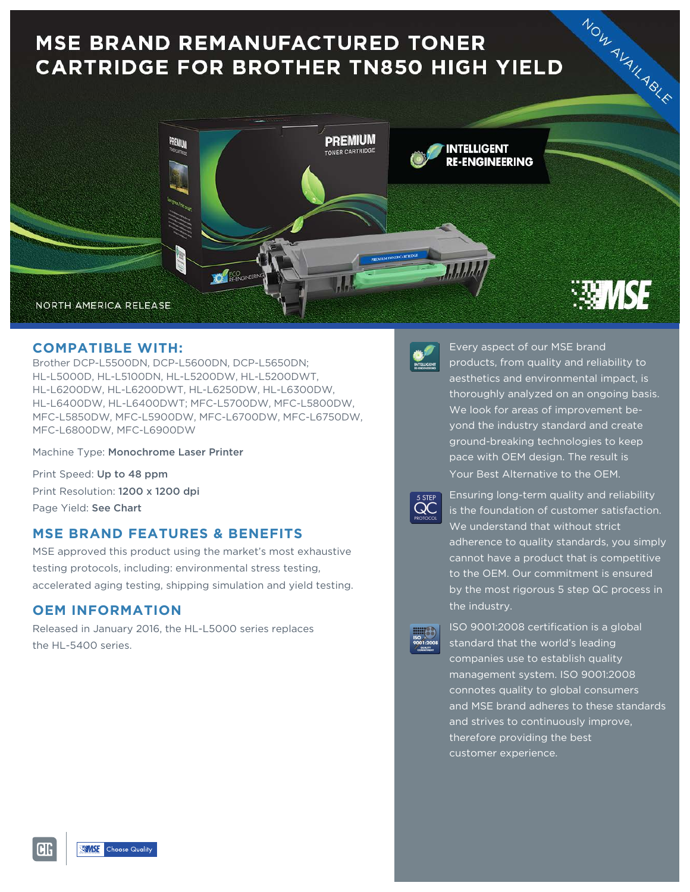# MSE BRAND REMANUFACTURED TONER CARTRIDGE FOR BROTHER TN850 HIGH YIELD

NOW AVAILABLE

INTELLIGENT RE-ENGINEERING

NORTH AMERICA RELEASE

## COMPATIBLE WITH:

Brother DCP-L5500DN, DCP-L5600DN, DCP-L5650DN; HL-L5000D, HL-L5100DN, HL-L5200DW, HL-L5200DWT, HL-L6200DW, HL-L6200DWT, HL-L6250DW, HL-L6300DW, HL-L6400DW, HL-L6400DWT; MFC-L5700DW, MFC-L5800DW, MFC-L5850DW, MFC-L5900DW, MFC-L6700DW, MFC-L6750DW, MFC-L6800DW, MFC-L6900DW

Machine Type: **Monochrome Laser Printer**

Print Speed: **Up to 48 ppm**

Print Resolution: **1200 x 1200 dpi**

Page Yield: **See Chart**

## MSE BRAND FEATURES & BENEFITS

MSE approved this product using the market's most exhaustive testing protocols, including: environmental stress testing, accelerated aging testing, shipping simulation and yield testing.

## OEM INFORMATION

Released in January 2016, the HL-L5000 series replaces the HL-5400 series.

Every aspect of our MSE brand products, from quality and reliability to aesthetics and environmental impact, is thoroughly analyzed on an ongoing basis. We look for areas of improvement beyond the industry standard and create ground-breaking technologies to keep pace with OEM design. The result is Your Best Alternative to the OEM.

Ensuring long-term quality and reliability is the foundation of customer satisfaction. We understand that without strict adherence to quality standards, you simply cannot have a product that is competitive to the OEM. Our commitment is ensured by the most rigorous 5 step QC process in the industry.

ISO 9001:2008 certification is a global standard that the world's leading companies use to establish quality management system. ISO 9001:2008 connotes quality to global consumers and MSE brand adheres to these standards and strives to continuously improve, therefore providing the best customer experience.

MSE Choose Quality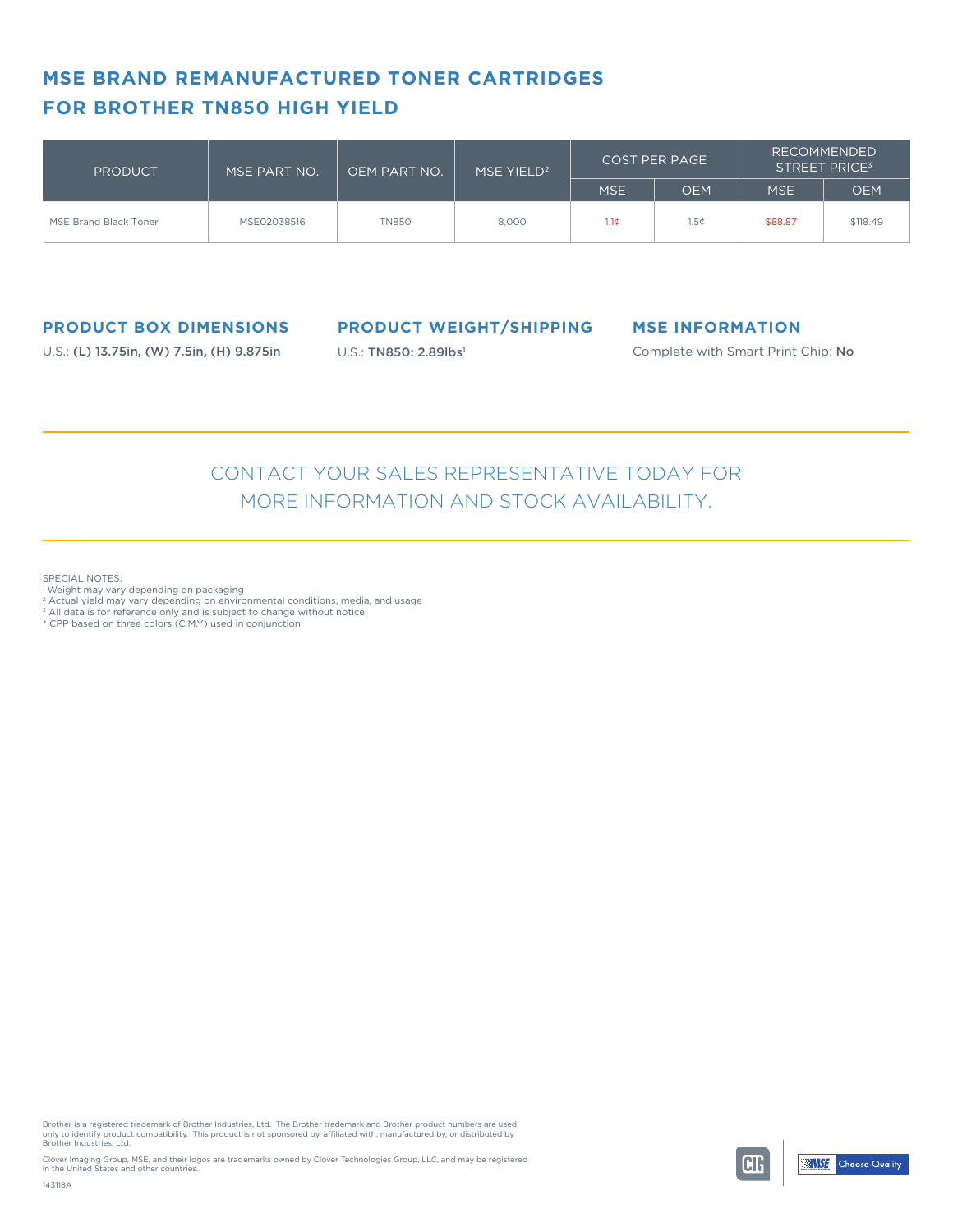## MSE BRAND REMANUFACTURED TONER CARTRIDGES FOR BROTHER TN850 HIGH YIELD

| PRODUCT | MSE PART NO. | OEM PART NO. | MSE YIELD[2] | COST PER PAGE | | RECOMMENDED STREET PRICE[3] | |
|---|---|---|---|---|---|---|---|
| | | | | MSE | OEM | MSE | OEM |
| MSE Brand Black Toner | MSE02038516 | TN850 | 8,000 | 1.1¢ | 1.5¢ | $88.87 | $118.49 |

### PRODUCT BOX DIMENSIONS

U.S.: **(L) 13.75in, (W) 7.5in, (H) 9.875in**

### PRODUCT WEIGHT/SHIPPING

U.S.: **TN850: 2.89lbs**[1]

### MSE INFORMATION

Complete with Smart Print Chip: **No**

CONTACT YOUR SALES REPRESENTATIVE TODAY FOR MORE INFORMATION AND STOCK AVAILABILITY.

SPECIAL NOTES:
[1] Weight may vary depending on packaging
[2] Actual yield may vary depending on environmental conditions, media, and usage
[3] All data is for reference only and is subject to change without notice
* CPP based on three colors (C,M,Y) used in conjunction

Brother is a registered trademark of Brother Industries, Ltd. The Brother trademark and Brother product numbers are used only to identify product compatibility. This product is not sponsored by, affiliated with, manufactured by, or distributed by Brother Industries, Ltd.

Clover Imaging Group, MSE, and their logos are trademarks owned by Clover Technologies Group, LLC, and may be registered in the United States and other countries.

143118A

MSE Choose Quality